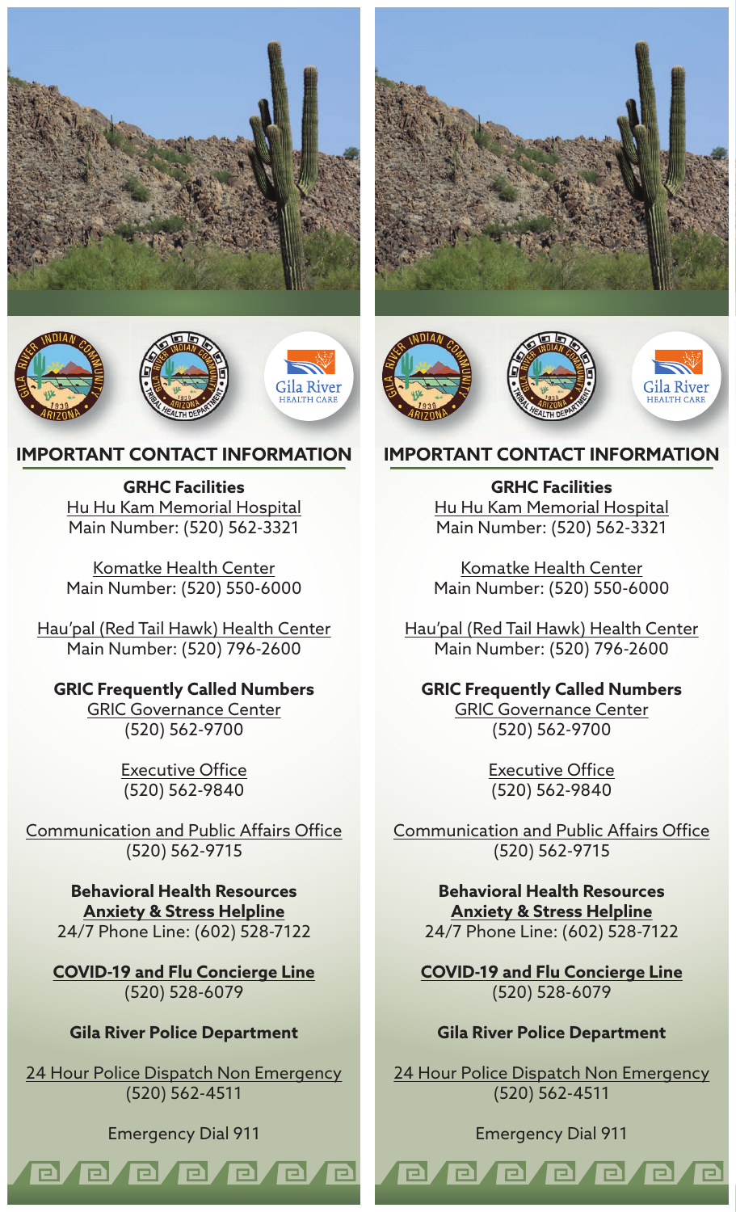## IMPORTANT CONTACT INFORMATION

**GRHC Facilities**

Hu Hu Kam Memorial Hospital
Main Number: (520) 562-3321

Komatke Health Center
Main Number: (520) 550-6000

Hau'pal (Red Tail Hawk) Health Center
Main Number: (520) 796-2600

**GRIC Frequently Called Numbers**

GRIC Governance Center
(520) 562-9700

Executive Office
(520) 562-9840

Communication and Public Affairs Office
(520) 562-9715

**Behavioral Health Resources**

**Anxiety & Stress Helpline**
24/7 Phone Line: (602) 528-7122

**COVID-19 and Flu Concierge Line**
(520) 528-6079

**Gila River Police Department**

24 Hour Police Dispatch Non Emergency
(520) 562-4511

Emergency Dial 911

## IMPORTANT CONTACT INFORMATION

**GRHC Facilities**

Hu Hu Kam Memorial Hospital
Main Number: (520) 562-3321

Komatke Health Center
Main Number: (520) 550-6000

Hau'pal (Red Tail Hawk) Health Center
Main Number: (520) 796-2600

**GRIC Frequently Called Numbers**

GRIC Governance Center
(520) 562-9700

Executive Office
(520) 562-9840

Communication and Public Affairs Office
(520) 562-9715

**Behavioral Health Resources**

**Anxiety & Stress Helpline**
24/7 Phone Line: (602) 528-7122

**COVID-19 and Flu Concierge Line**
(520) 528-6079

**Gila River Police Department**

24 Hour Police Dispatch Non Emergency
(520) 562-4511

Emergency Dial 911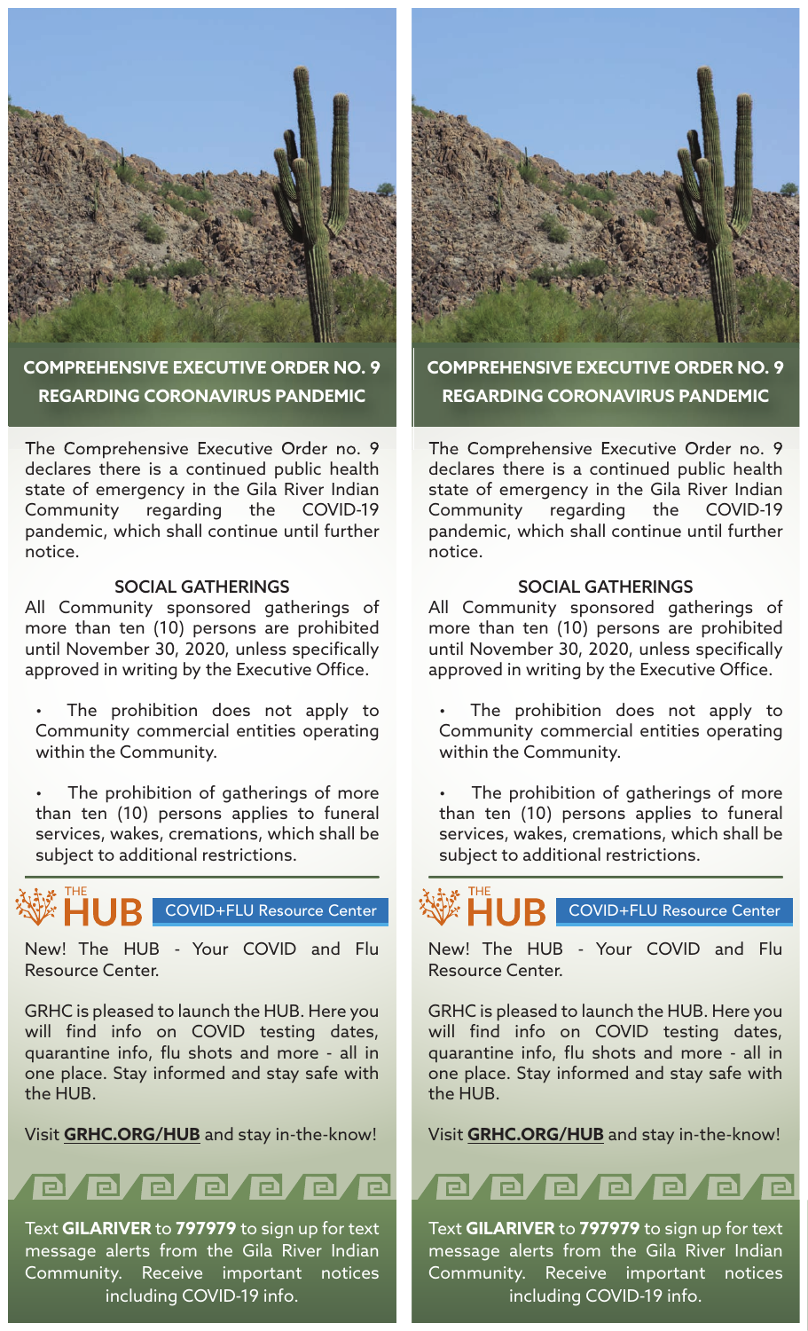## COMPREHENSIVE EXECUTIVE ORDER NO. 9 REGARDING CORONAVIRUS PANDEMIC

The Comprehensive Executive Order no. 9 declares there is a continued public health state of emergency in the Gila River Indian Community regarding the COVID-19 pandemic, which shall continue until further notice.

### SOCIAL GATHERINGS

All Community sponsored gatherings of more than ten (10) persons are prohibited until November 30, 2020, unless specifically approved in writing by the Executive Office.

- The prohibition does not apply to Community commercial entities operating within the Community.
- The prohibition of gatherings of more than ten (10) persons applies to funeral services, wakes, cremations, which shall be subject to additional restrictions.

### THE HUB COVID+FLU Resource Center

New! The HUB - Your COVID and Flu Resource Center.

GRHC is pleased to launch the HUB. Here you will find info on COVID testing dates, quarantine info, flu shots and more - all in one place. Stay informed and stay safe with the HUB.

Visit **GRHC.ORG/HUB** and stay in-the-know!

Text **GILARIVER** to **797979** to sign up for text message alerts from the Gila River Indian Community. Receive important notices including COVID-19 info.

## COMPREHENSIVE EXECUTIVE ORDER NO. 9 REGARDING CORONAVIRUS PANDEMIC

The Comprehensive Executive Order no. 9 declares there is a continued public health state of emergency in the Gila River Indian Community regarding the COVID-19 pandemic, which shall continue until further notice.

### SOCIAL GATHERINGS

All Community sponsored gatherings of more than ten (10) persons are prohibited until November 30, 2020, unless specifically approved in writing by the Executive Office.

- The prohibition does not apply to Community commercial entities operating within the Community.
- The prohibition of gatherings of more than ten (10) persons applies to funeral services, wakes, cremations, which shall be subject to additional restrictions.

### THE HUB COVID+FLU Resource Center

New! The HUB - Your COVID and Flu Resource Center.

GRHC is pleased to launch the HUB. Here you will find info on COVID testing dates, quarantine info, flu shots and more - all in one place. Stay informed and stay safe with the HUB.

Visit **GRHC.ORG/HUB** and stay in-the-know!

Text **GILARIVER** to **797979** to sign up for text message alerts from the Gila River Indian Community. Receive important notices including COVID-19 info.